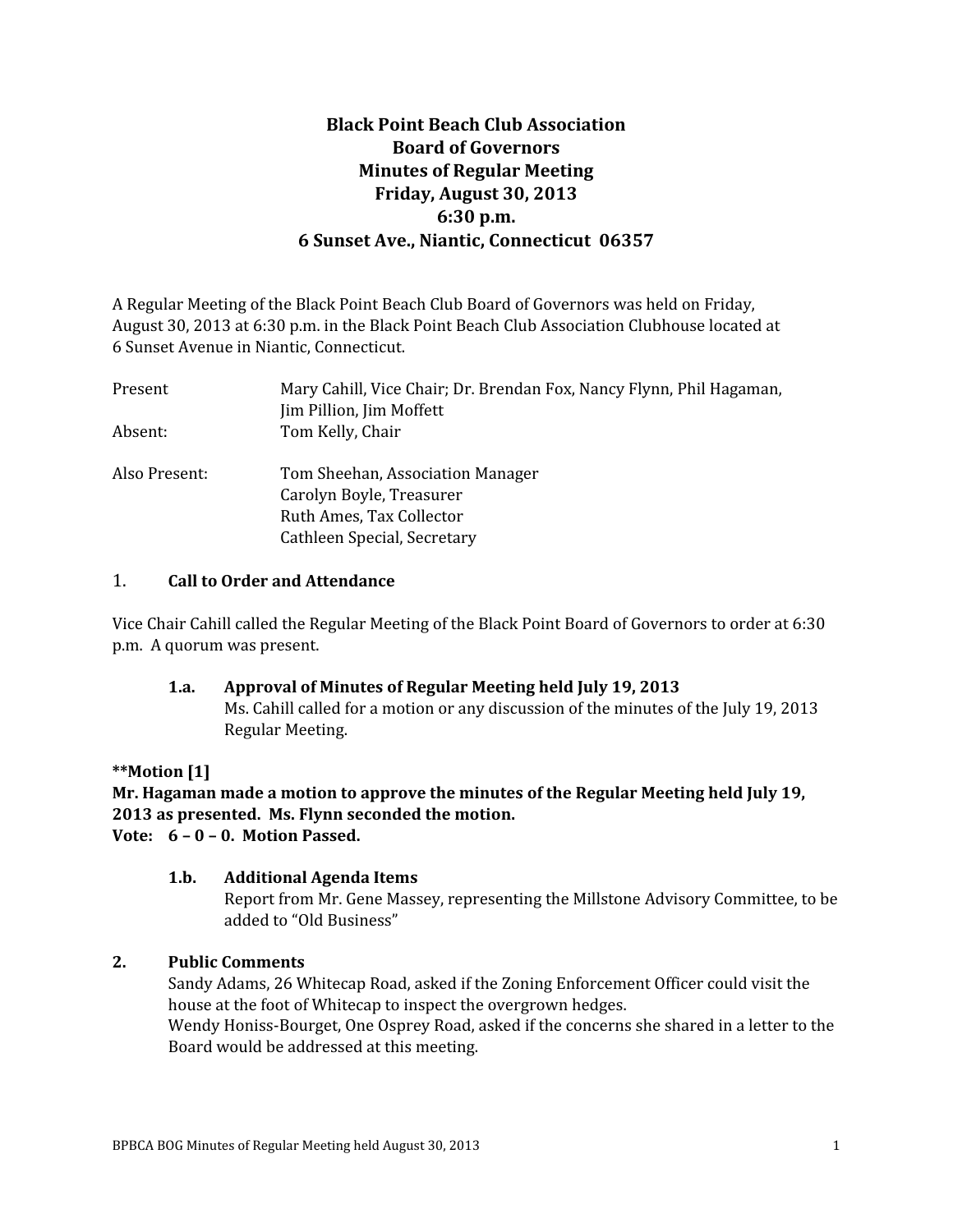# Black Point Beach Club Association
## Board of Governors
## Minutes of Regular Meeting
## Friday, August 30, 2013
## 6:30 p.m.
## 6 Sunset Ave., Niantic, Connecticut 06357

A Regular Meeting of the Black Point Beach Club Board of Governors was held on Friday, August 30, 2013 at 6:30 p.m. in the Black Point Beach Club Association Clubhouse located at 6 Sunset Avenue in Niantic, Connecticut.

| | |
|---|---|
| Present | Mary Cahill, Vice Chair; Dr. Brendan Fox, Nancy Flynn, Phil Hagaman, Jim Pillion, Jim Moffett |
| Absent: | Tom Kelly, Chair |
| Also Present: | Tom Sheehan, Association Manager<br>Carolyn Boyle, Treasurer<br>Ruth Ames, Tax Collector<br>Cathleen Special, Secretary |

### 1. Call to Order and Attendance

Vice Chair Cahill called the Regular Meeting of the Black Point Board of Governors to order at 6:30 p.m. A quorum was present.

**1.a. Approval of Minutes of Regular Meeting held July 19, 2013**

Ms. Cahill called for a motion or any discussion of the minutes of the July 19, 2013 Regular Meeting.

****Motion [1]**
**Mr. Hagaman made a motion to approve the minutes of the Regular Meeting held July 19, 2013 as presented. Ms. Flynn seconded the motion.**
**Vote: 6 – 0 – 0. Motion Passed.**

**1.b. Additional Agenda Items**

Report from Mr. Gene Massey, representing the Millstone Advisory Committee, to be added to "Old Business"

### 2. Public Comments

Sandy Adams, 26 Whitecap Road, asked if the Zoning Enforcement Officer could visit the house at the foot of Whitecap to inspect the overgrown hedges.

Wendy Honiss-Bourget, One Osprey Road, asked if the concerns she shared in a letter to the Board would be addressed at this meeting.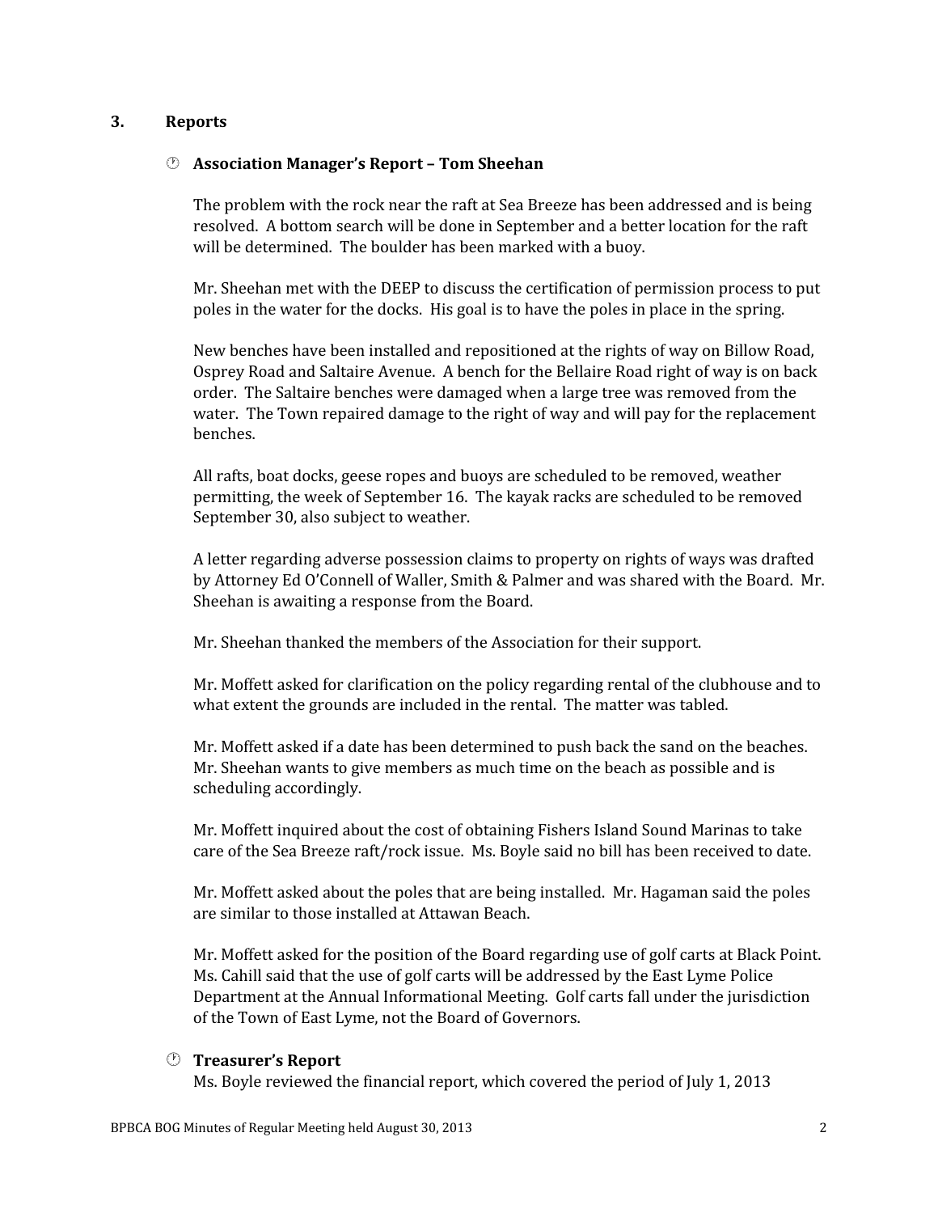## 3. Reports

### Association Manager's Report – Tom Sheehan

The problem with the rock near the raft at Sea Breeze has been addressed and is being resolved. A bottom search will be done in September and a better location for the raft will be determined. The boulder has been marked with a buoy.

Mr. Sheehan met with the DEEP to discuss the certification of permission process to put poles in the water for the docks. His goal is to have the poles in place in the spring.

New benches have been installed and repositioned at the rights of way on Billow Road, Osprey Road and Saltaire Avenue. A bench for the Bellaire Road right of way is on back order. The Saltaire benches were damaged when a large tree was removed from the water. The Town repaired damage to the right of way and will pay for the replacement benches.

All rafts, boat docks, geese ropes and buoys are scheduled to be removed, weather permitting, the week of September 16. The kayak racks are scheduled to be removed September 30, also subject to weather.

A letter regarding adverse possession claims to property on rights of ways was drafted by Attorney Ed O'Connell of Waller, Smith & Palmer and was shared with the Board. Mr. Sheehan is awaiting a response from the Board.

Mr. Sheehan thanked the members of the Association for their support.

Mr. Moffett asked for clarification on the policy regarding rental of the clubhouse and to what extent the grounds are included in the rental. The matter was tabled.

Mr. Moffett asked if a date has been determined to push back the sand on the beaches. Mr. Sheehan wants to give members as much time on the beach as possible and is scheduling accordingly.

Mr. Moffett inquired about the cost of obtaining Fishers Island Sound Marinas to take care of the Sea Breeze raft/rock issue. Ms. Boyle said no bill has been received to date.

Mr. Moffett asked about the poles that are being installed. Mr. Hagaman said the poles are similar to those installed at Attawan Beach.

Mr. Moffett asked for the position of the Board regarding use of golf carts at Black Point. Ms. Cahill said that the use of golf carts will be addressed by the East Lyme Police Department at the Annual Informational Meeting. Golf carts fall under the jurisdiction of the Town of East Lyme, not the Board of Governors.

### Treasurer's Report

Ms. Boyle reviewed the financial report, which covered the period of July 1, 2013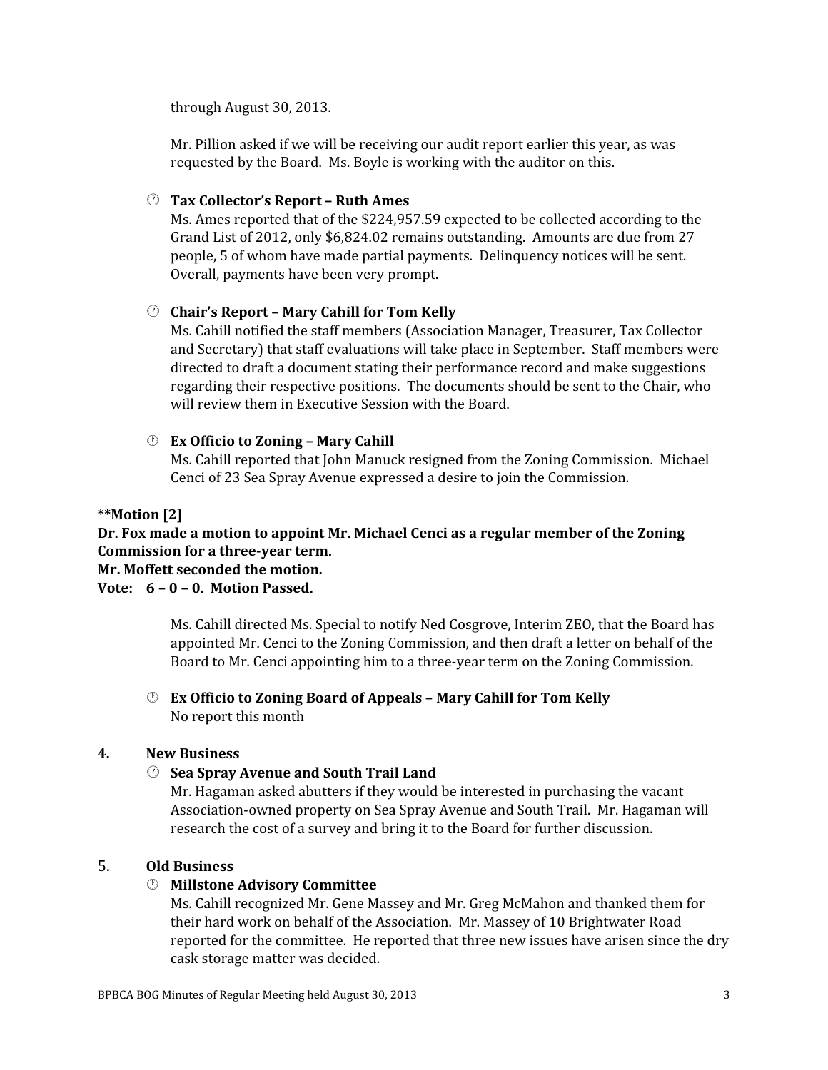through August 30, 2013.

Mr. Pillion asked if we will be receiving our audit report earlier this year, as was requested by the Board. Ms. Boyle is working with the auditor on this.

- **Tax Collector's Report – Ruth Ames**
  Ms. Ames reported that of the $224,957.59 expected to be collected according to the Grand List of 2012, only $6,824.02 remains outstanding. Amounts are due from 27 people, 5 of whom have made partial payments. Delinquency notices will be sent. Overall, payments have been very prompt.

- **Chair's Report – Mary Cahill for Tom Kelly**
  Ms. Cahill notified the staff members (Association Manager, Treasurer, Tax Collector and Secretary) that staff evaluations will take place in September. Staff members were directed to draft a document stating their performance record and make suggestions regarding their respective positions. The documents should be sent to the Chair, who will review them in Executive Session with the Board.

- **Ex Officio to Zoning – Mary Cahill**
  Ms. Cahill reported that John Manuck resigned from the Zoning Commission. Michael Cenci of 23 Sea Spray Avenue expressed a desire to join the Commission.

**\*\*Motion [2]**
**Dr. Fox made a motion to appoint Mr. Michael Cenci as a regular member of the Zoning Commission for a three-year term.**
**Mr. Moffett seconded the motion.**
**Vote: 6 – 0 – 0. Motion Passed.**

Ms. Cahill directed Ms. Special to notify Ned Cosgrove, Interim ZEO, that the Board has appointed Mr. Cenci to the Zoning Commission, and then draft a letter on behalf of the Board to Mr. Cenci appointing him to a three-year term on the Zoning Commission.

- **Ex Officio to Zoning Board of Appeals – Mary Cahill for Tom Kelly**
  No report this month

## 4. New Business

- **Sea Spray Avenue and South Trail Land**
  Mr. Hagaman asked abutters if they would be interested in purchasing the vacant Association-owned property on Sea Spray Avenue and South Trail. Mr. Hagaman will research the cost of a survey and bring it to the Board for further discussion.

## 5. Old Business

- **Millstone Advisory Committee**
  Ms. Cahill recognized Mr. Gene Massey and Mr. Greg McMahon and thanked them for their hard work on behalf of the Association. Mr. Massey of 10 Brightwater Road reported for the committee. He reported that three new issues have arisen since the dry cask storage matter was decided.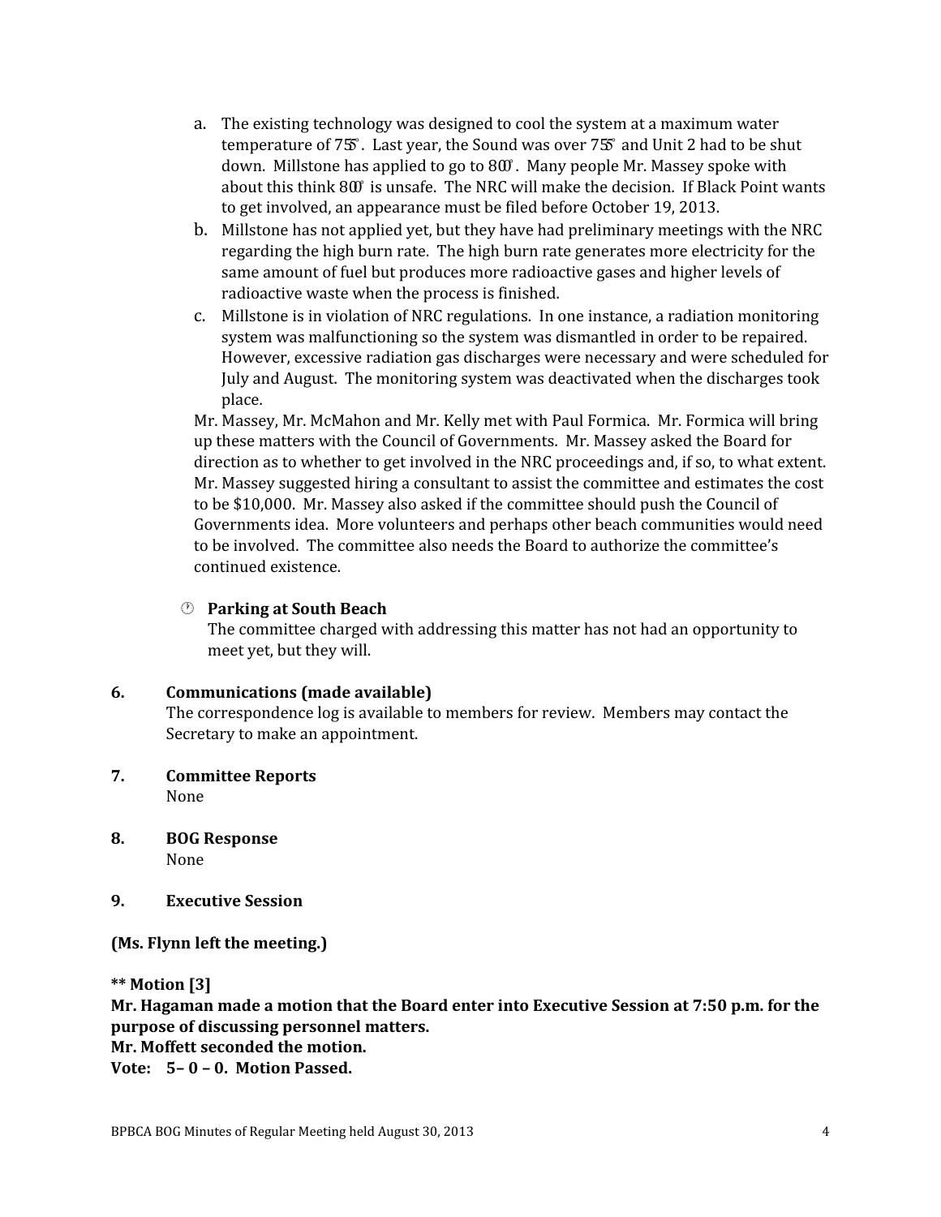a. The existing technology was designed to cool the system at a maximum water temperature of 75°. Last year, the Sound was over 75° and Unit 2 had to be shut down. Millstone has applied to go to 80°. Many people Mr. Massey spoke with about this think 80° is unsafe. The NRC will make the decision. If Black Point wants to get involved, an appearance must be filed before October 19, 2013.
b. Millstone has not applied yet, but they have had preliminary meetings with the NRC regarding the high burn rate. The high burn rate generates more electricity for the same amount of fuel but produces more radioactive gases and higher levels of radioactive waste when the process is finished.
c. Millstone is in violation of NRC regulations. In one instance, a radiation monitoring system was malfunctioning so the system was dismantled in order to be repaired. However, excessive radiation gas discharges were necessary and were scheduled for July and August. The monitoring system was deactivated when the discharges took place.

Mr. Massey, Mr. McMahon and Mr. Kelly met with Paul Formica. Mr. Formica will bring up these matters with the Council of Governments. Mr. Massey asked the Board for direction as to whether to get involved in the NRC proceedings and, if so, to what extent. Mr. Massey suggested hiring a consultant to assist the committee and estimates the cost to be $10,000. Mr. Massey also asked if the committee should push the Council of Governments idea. More volunteers and perhaps other beach communities would need to be involved. The committee also needs the Board to authorize the committee's continued existence.

- **Parking at South Beach**
  The committee charged with addressing this matter has not had an opportunity to meet yet, but they will.

**6. Communications (made available)**
The correspondence log is available to members for review. Members may contact the Secretary to make an appointment.

**7. Committee Reports**
None

**8. BOG Response**
None

**9. Executive Session**

**(Ms. Flynn left the meeting.)**

**** Motion [3]**
**Mr. Hagaman made a motion that the Board enter into Executive Session at 7:50 p.m. for the purpose of discussing personnel matters.**
**Mr. Moffett seconded the motion.**
**Vote: 5– 0 – 0. Motion Passed.**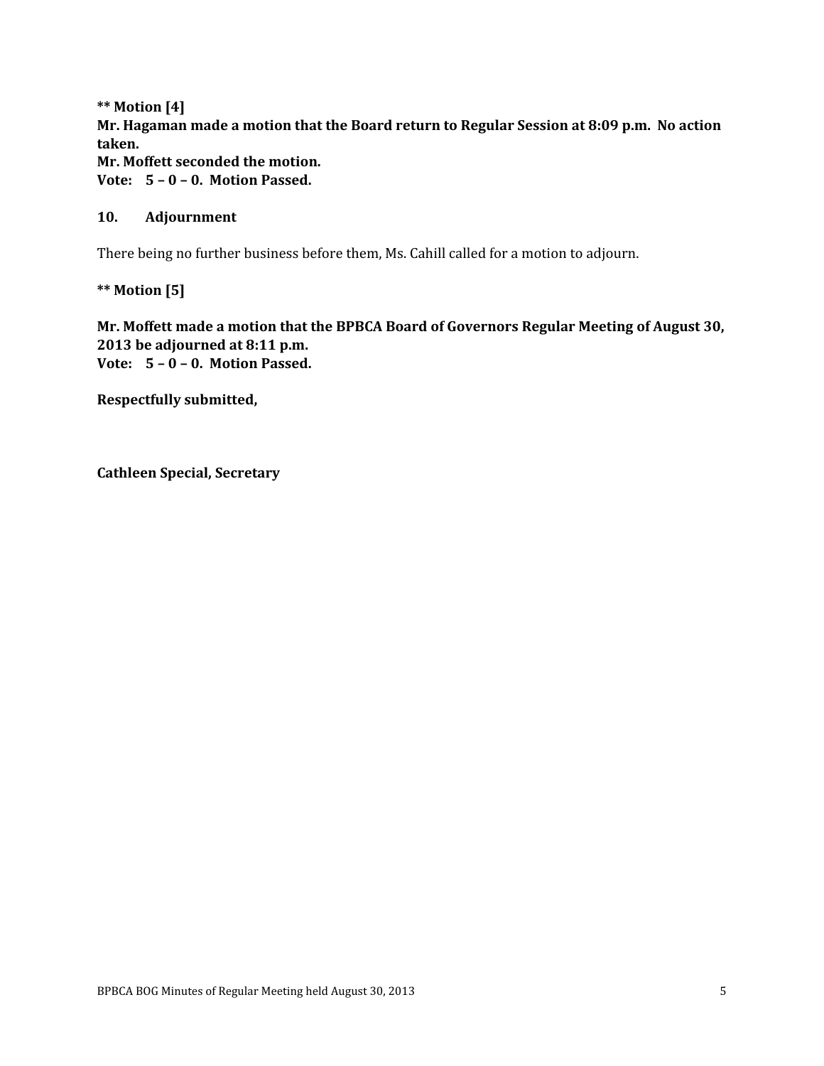**\*\* Motion [4]**
**Mr. Hagaman made a motion that the Board return to Regular Session at 8:09 p.m. No action taken.**
**Mr. Moffett seconded the motion.**
**Vote: 5 – 0 – 0. Motion Passed.**

## 10. Adjournment

There being no further business before them, Ms. Cahill called for a motion to adjourn.

**\*\* Motion [5]**

**Mr. Moffett made a motion that the BPBCA Board of Governors Regular Meeting of August 30, 2013 be adjourned at 8:11 p.m.**
**Vote: 5 – 0 – 0. Motion Passed.**

**Respectfully submitted,**

**Cathleen Special, Secretary**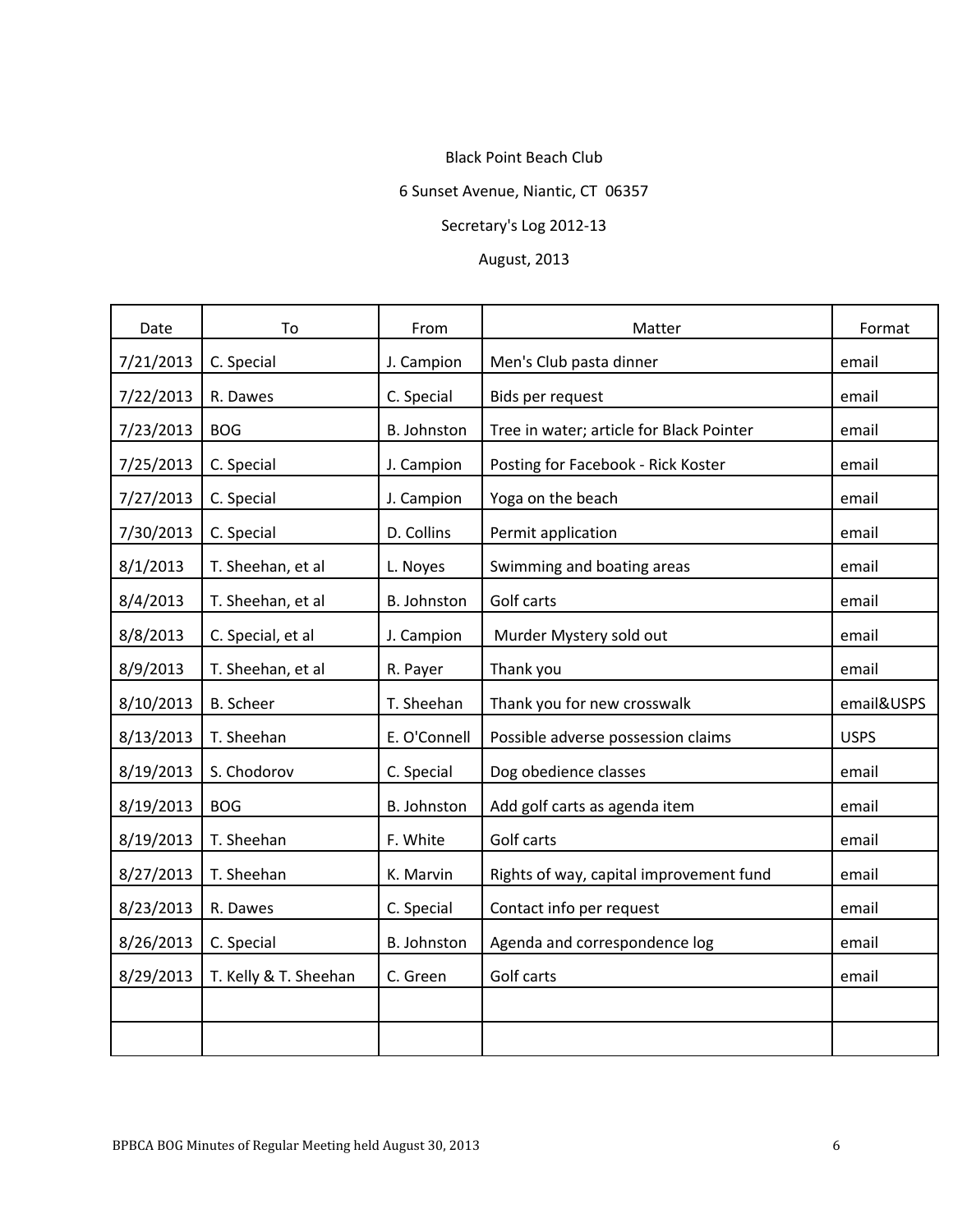Black Point Beach Club

6 Sunset Avenue, Niantic, CT 06357

Secretary's Log 2012-13

August, 2013

| Date | To | From | Matter | Format |
|---|---|---|---|---|
| 7/21/2013 | C. Special | J. Campion | Men's Club pasta dinner | email |
| 7/22/2013 | R. Dawes | C. Special | Bids per request | email |
| 7/23/2013 | BOG | B. Johnston | Tree in water; article for Black Pointer | email |
| 7/25/2013 | C. Special | J. Campion | Posting for Facebook - Rick Koster | email |
| 7/27/2013 | C. Special | J. Campion | Yoga on the beach | email |
| 7/30/2013 | C. Special | D. Collins | Permit application | email |
| 8/1/2013 | T. Sheehan, et al | L. Noyes | Swimming and boating areas | email |
| 8/4/2013 | T. Sheehan, et al | B. Johnston | Golf carts | email |
| 8/8/2013 | C. Special, et al | J. Campion | Murder Mystery sold out | email |
| 8/9/2013 | T. Sheehan, et al | R. Payer | Thank you | email |
| 8/10/2013 | B. Scheer | T. Sheehan | Thank you for new crosswalk | email&USPS |
| 8/13/2013 | T. Sheehan | E. O'Connell | Possible adverse possession claims | USPS |
| 8/19/2013 | S. Chodorov | C. Special | Dog obedience classes | email |
| 8/19/2013 | BOG | B. Johnston | Add golf carts as agenda item | email |
| 8/19/2013 | T. Sheehan | F. White | Golf carts | email |
| 8/27/2013 | T. Sheehan | K. Marvin | Rights of way, capital improvement fund | email |
| 8/23/2013 | R. Dawes | C. Special | Contact info per request | email |
| 8/26/2013 | C. Special | B. Johnston | Agenda and correspondence log | email |
| 8/29/2013 | T. Kelly & T. Sheehan | C. Green | Golf carts | email |
| | | | | |
| | | | | |